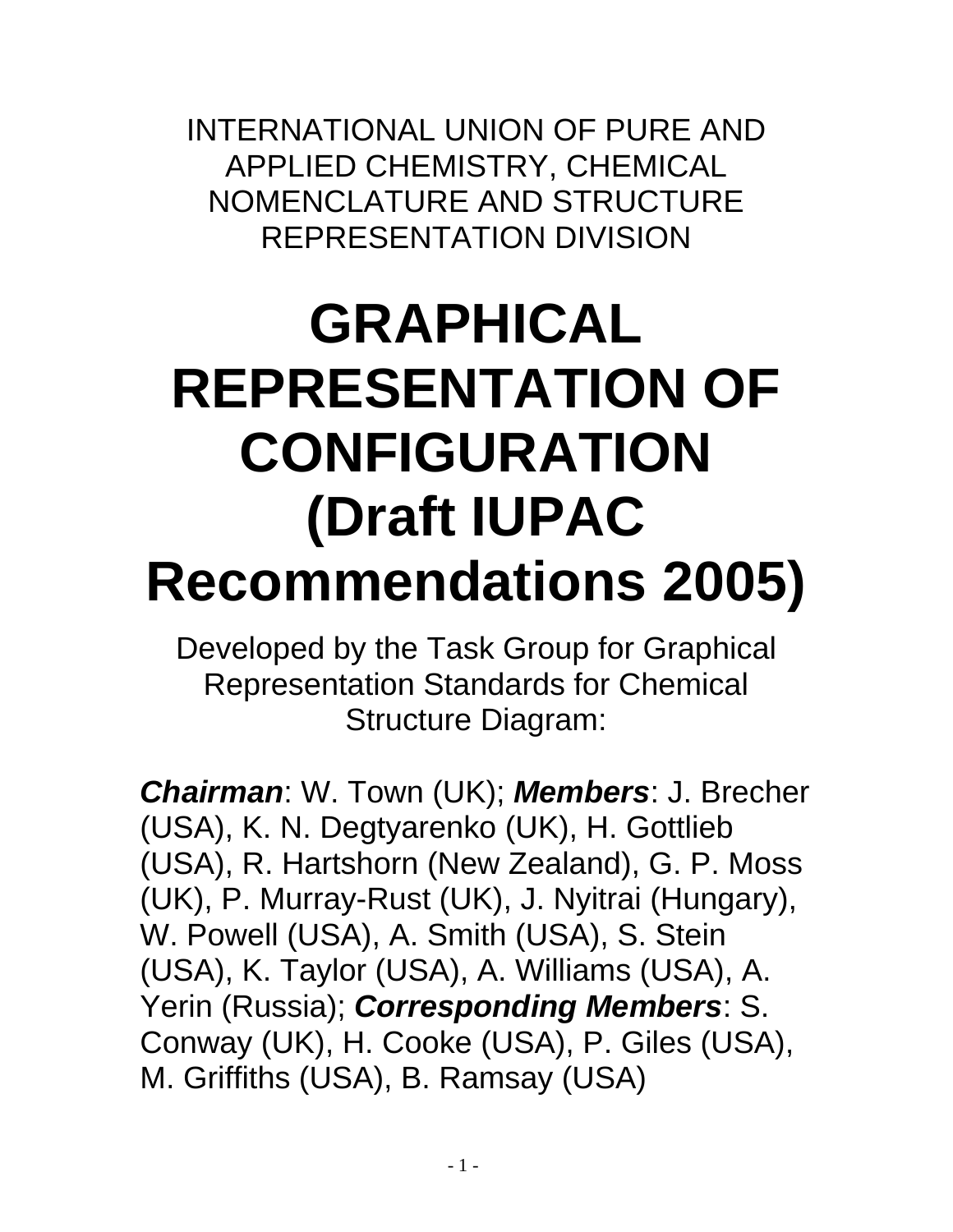INTERNATIONAL UNION OF PURE AND APPLIED CHEMISTRY, CHEMICAL NOMENCLATURE AND STRUCTURE REPRESENTATION DIVISION

# GRAPHICAL REPRESENTATION OF CONFIGURATION (Draft IUPAC Recommendations 2005)

Developed by the Task Group for Graphical Representation Standards for Chemical Structure Diagram:

***Chairman***: W. Town (UK); ***Members***: J. Brecher (USA), K. N. Degtyarenko (UK), H. Gottlieb (USA), R. Hartshorn (New Zealand), G. P. Moss (UK), P. Murray-Rust (UK), J. Nyitrai (Hungary), W. Powell (USA), A. Smith (USA), S. Stein (USA), K. Taylor (USA), A. Williams (USA), A. Yerin (Russia); ***Corresponding Members***: S. Conway (UK), H. Cooke (USA), P. Giles (USA), M. Griffiths (USA), B. Ramsay (USA)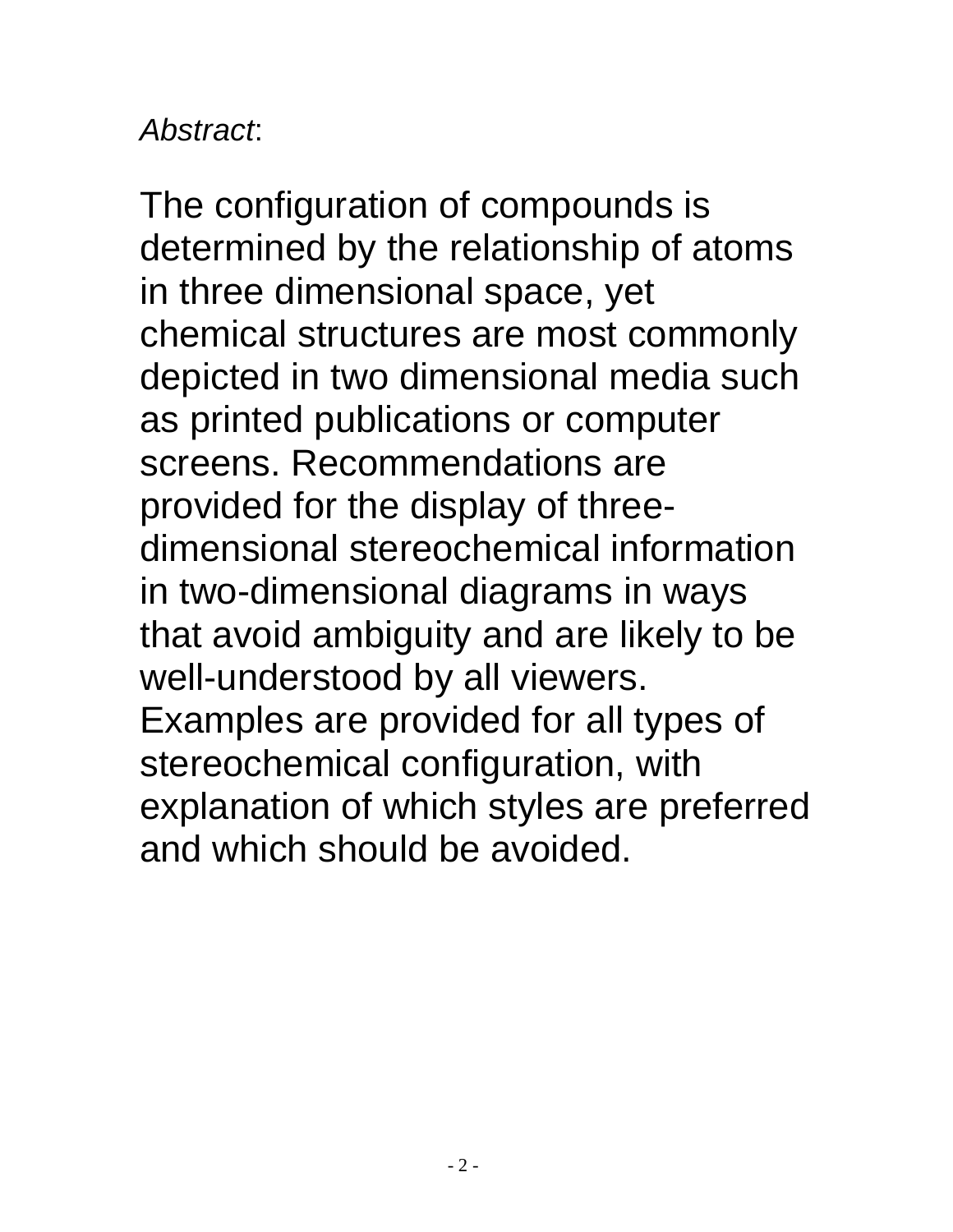*Abstract*:

The configuration of compounds is determined by the relationship of atoms in three dimensional space, yet chemical structures are most commonly depicted in two dimensional media such as printed publications or computer screens. Recommendations are provided for the display of three-dimensional stereochemical information in two-dimensional diagrams in ways that avoid ambiguity and are likely to be well-understood by all viewers. Examples are provided for all types of stereochemical configuration, with explanation of which styles are preferred and which should be avoided.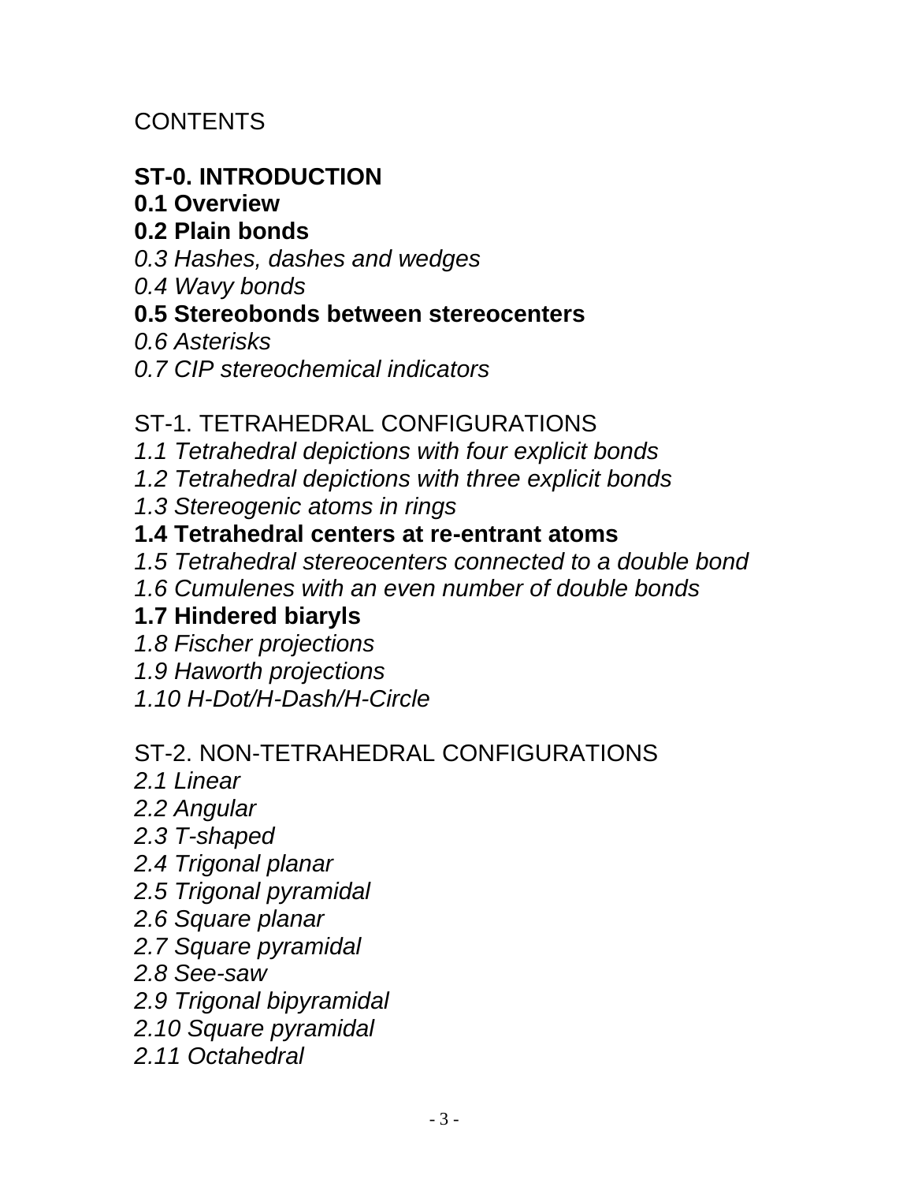CONTENTS

**ST-0. INTRODUCTION**

**0.1 Overview**

**0.2 Plain bonds**

*0.3 Hashes, dashes and wedges*

*0.4 Wavy bonds*

**0.5 Stereobonds between stereocenters**

*0.6 Asterisks*

*0.7 CIP stereochemical indicators*

ST-1. TETRAHEDRAL CONFIGURATIONS

*1.1 Tetrahedral depictions with four explicit bonds*

*1.2 Tetrahedral depictions with three explicit bonds*

*1.3 Stereogenic atoms in rings*

**1.4 Tetrahedral centers at re-entrant atoms**

*1.5 Tetrahedral stereocenters connected to a double bond*

*1.6 Cumulenes with an even number of double bonds*

**1.7 Hindered biaryls**

*1.8 Fischer projections*

*1.9 Haworth projections*

*1.10 H-Dot/H-Dash/H-Circle*

ST-2. NON-TETRAHEDRAL CONFIGURATIONS

*2.1 Linear*

*2.2 Angular*

*2.3 T-shaped*

*2.4 Trigonal planar*

*2.5 Trigonal pyramidal*

*2.6 Square planar*

*2.7 Square pyramidal*

*2.8 See-saw*

*2.9 Trigonal bipyramidal*

*2.10 Square pyramidal*

*2.11 Octahedral*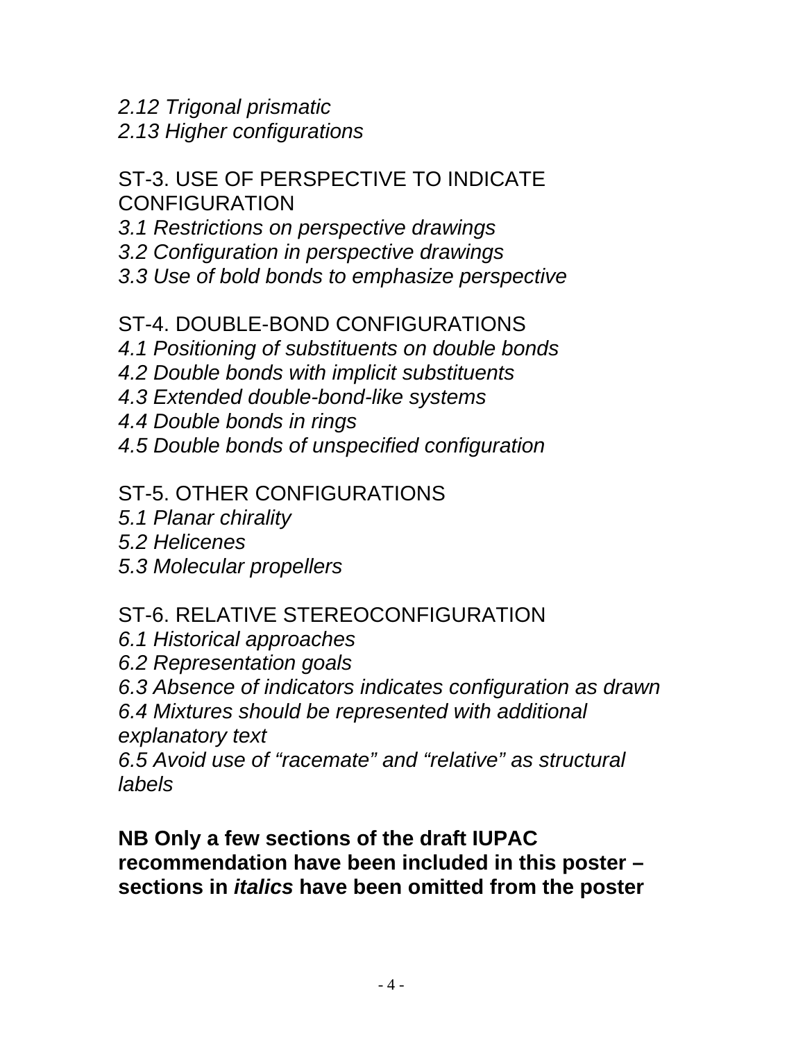*2.12 Trigonal prismatic*
*2.13 Higher configurations*

ST-3. USE OF PERSPECTIVE TO INDICATE CONFIGURATION
*3.1 Restrictions on perspective drawings*
*3.2 Configuration in perspective drawings*
*3.3 Use of bold bonds to emphasize perspective*

ST-4. DOUBLE-BOND CONFIGURATIONS
*4.1 Positioning of substituents on double bonds*
*4.2 Double bonds with implicit substituents*
*4.3 Extended double-bond-like systems*
*4.4 Double bonds in rings*
*4.5 Double bonds of unspecified configuration*

ST-5. OTHER CONFIGURATIONS
*5.1 Planar chirality*
*5.2 Helicenes*
*5.3 Molecular propellers*

ST-6. RELATIVE STEREOCONFIGURATION
*6.1 Historical approaches*
*6.2 Representation goals*
*6.3 Absence of indicators indicates configuration as drawn*
*6.4 Mixtures should be represented with additional explanatory text*
*6.5 Avoid use of "racemate" and "relative" as structural labels*

**NB Only a few sections of the draft IUPAC recommendation have been included in this poster – sections in *italics* have been omitted from the poster**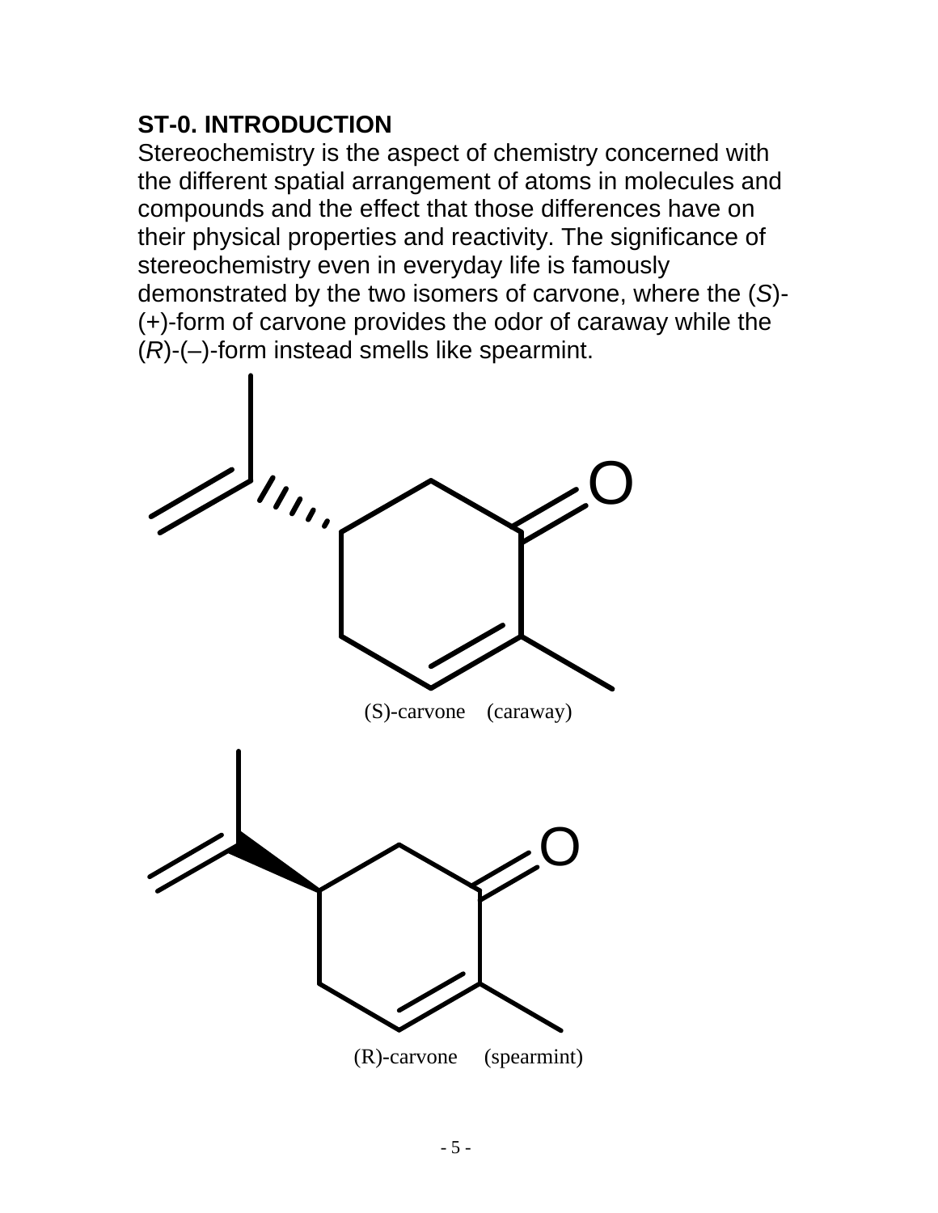## ST-0. INTRODUCTION

Stereochemistry is the aspect of chemistry concerned with the different spatial arrangement of atoms in molecules and compounds and the effect that those differences have on their physical properties and reactivity. The significance of stereochemistry even in everyday life is famously demonstrated by the two isomers of carvone, where the (*S*)-(+)-form of carvone provides the odor of caraway while the (*R*)-(–)-form instead smells like spearmint.

(S)-carvone (caraway)

(R)-carvone (spearmint)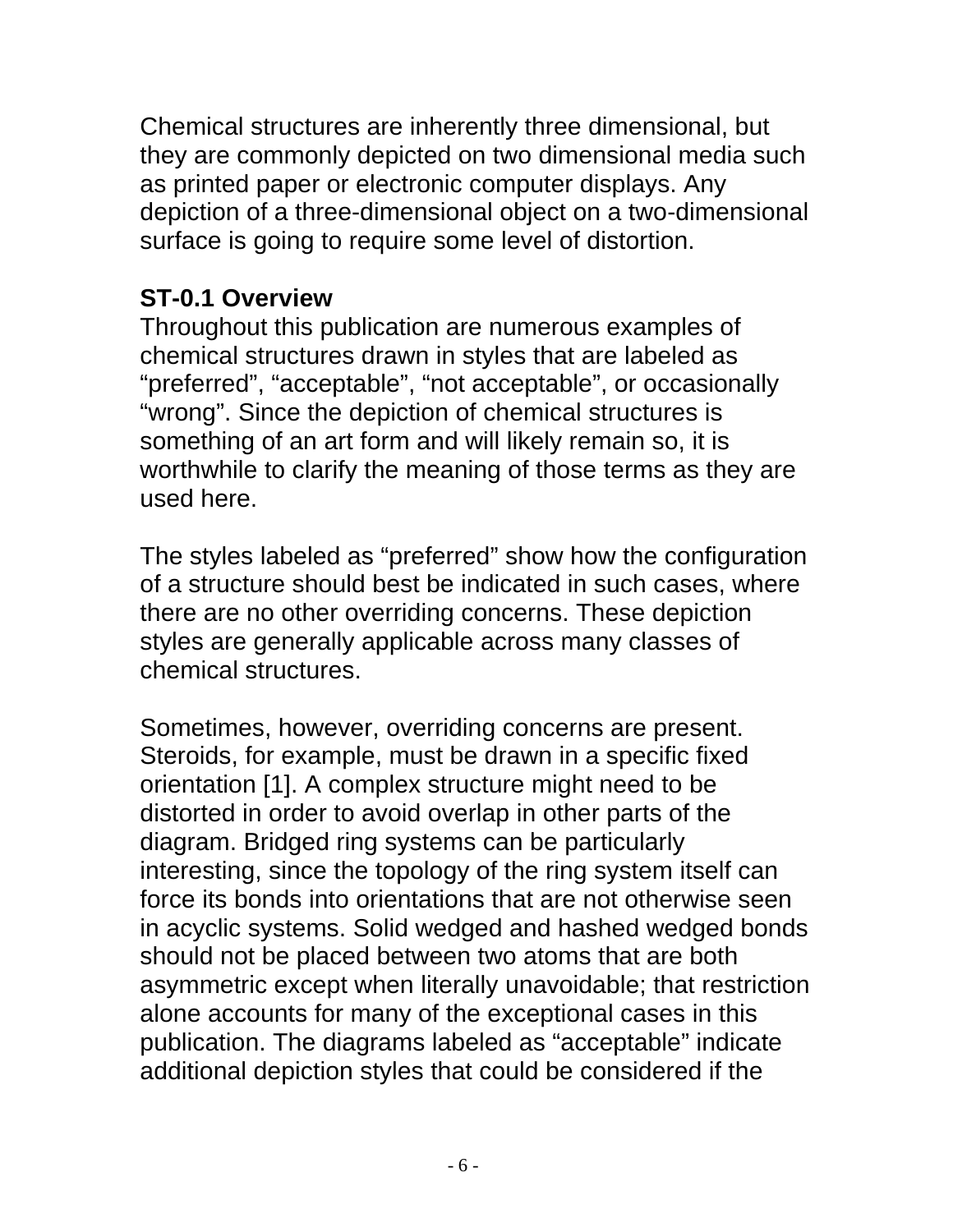Chemical structures are inherently three dimensional, but they are commonly depicted on two dimensional media such as printed paper or electronic computer displays. Any depiction of a three-dimensional object on a two-dimensional surface is going to require some level of distortion.

**ST-0.1 Overview**

Throughout this publication are numerous examples of chemical structures drawn in styles that are labeled as “preferred”, “acceptable”, “not acceptable”, or occasionally “wrong”. Since the depiction of chemical structures is something of an art form and will likely remain so, it is worthwhile to clarify the meaning of those terms as they are used here.

The styles labeled as “preferred” show how the configuration of a structure should best be indicated in such cases, where there are no other overriding concerns. These depiction styles are generally applicable across many classes of chemical structures.

Sometimes, however, overriding concerns are present. Steroids, for example, must be drawn in a specific fixed orientation [1]. A complex structure might need to be distorted in order to avoid overlap in other parts of the diagram. Bridged ring systems can be particularly interesting, since the topology of the ring system itself can force its bonds into orientations that are not otherwise seen in acyclic systems. Solid wedged and hashed wedged bonds should not be placed between two atoms that are both asymmetric except when literally unavoidable; that restriction alone accounts for many of the exceptional cases in this publication. The diagrams labeled as “acceptable” indicate additional depiction styles that could be considered if the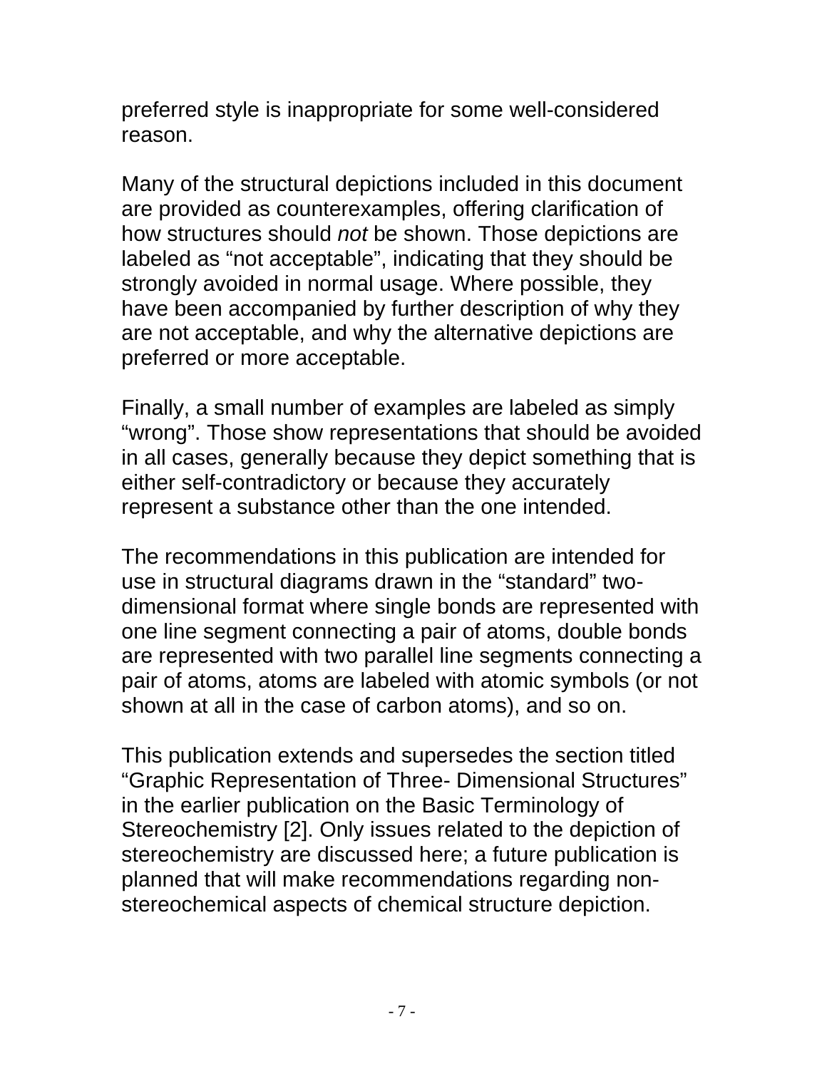preferred style is inappropriate for some well-considered reason.

Many of the structural depictions included in this document are provided as counterexamples, offering clarification of how structures should *not* be shown. Those depictions are labeled as “not acceptable”, indicating that they should be strongly avoided in normal usage. Where possible, they have been accompanied by further description of why they are not acceptable, and why the alternative depictions are preferred or more acceptable.

Finally, a small number of examples are labeled as simply “wrong”. Those show representations that should be avoided in all cases, generally because they depict something that is either self-contradictory or because they accurately represent a substance other than the one intended.

The recommendations in this publication are intended for use in structural diagrams drawn in the “standard” two-dimensional format where single bonds are represented with one line segment connecting a pair of atoms, double bonds are represented with two parallel line segments connecting a pair of atoms, atoms are labeled with atomic symbols (or not shown at all in the case of carbon atoms), and so on.

This publication extends and supersedes the section titled “Graphic Representation of Three- Dimensional Structures” in the earlier publication on the Basic Terminology of Stereochemistry [2]. Only issues related to the depiction of stereochemistry are discussed here; a future publication is planned that will make recommendations regarding non-stereochemical aspects of chemical structure depiction.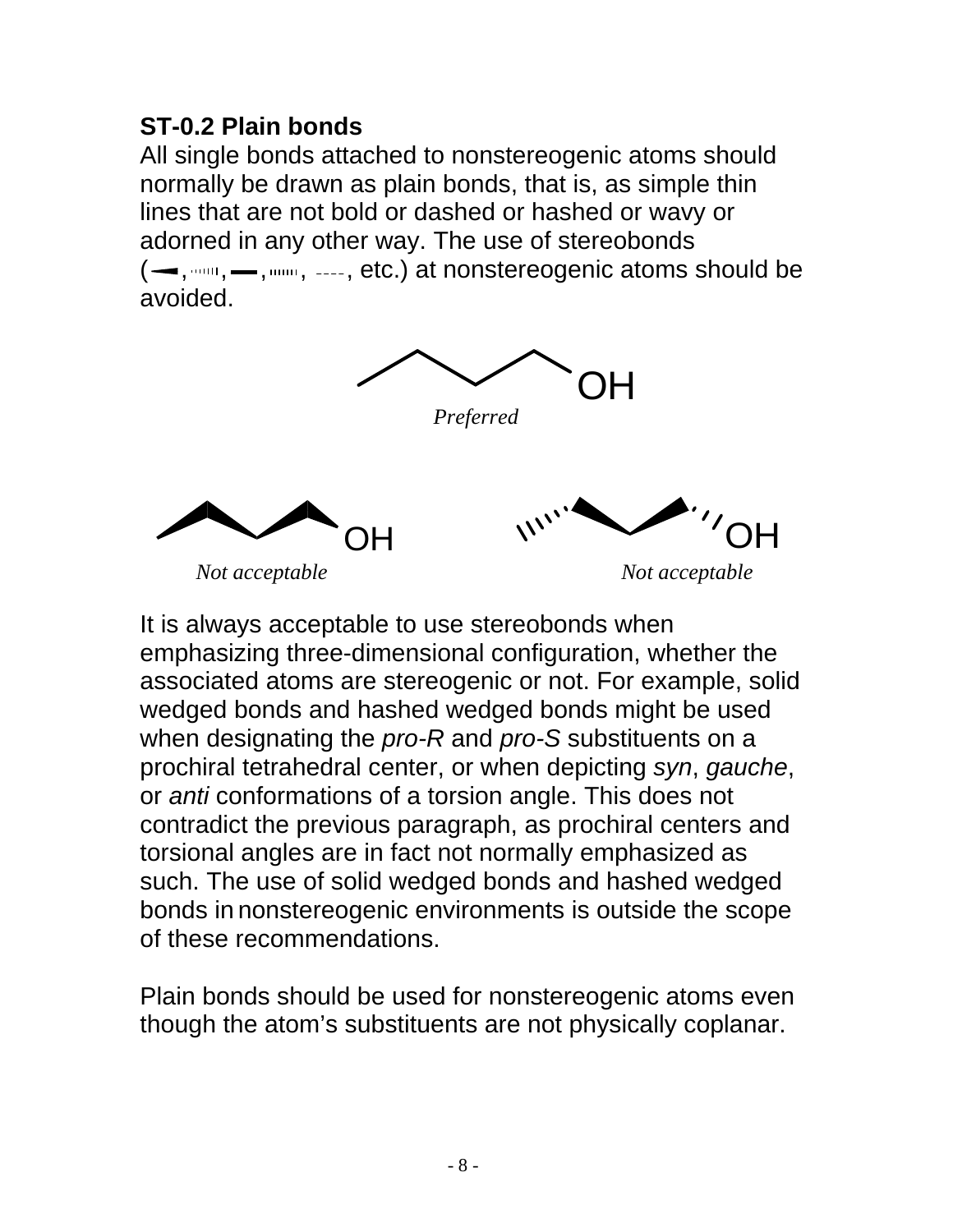**ST-0.2 Plain bonds**

All single bonds attached to nonstereogenic atoms should normally be drawn as plain bonds, that is, as simple thin lines that are not bold or dashed or hashed or wavy or adorned in any other way. The use of stereobonds (, , , , , etc.) at nonstereogenic atoms should be avoided.

OH

*Preferred*

OH

*Not acceptable*

OH

*Not acceptable*

It is always acceptable to use stereobonds when emphasizing three-dimensional configuration, whether the associated atoms are stereogenic or not. For example, solid wedged bonds and hashed wedged bonds might be used when designating the *pro-R* and *pro-S* substituents on a prochiral tetrahedral center, or when depicting *syn*, *gauche*, or *anti* conformations of a torsion angle. This does not contradict the previous paragraph, as prochiral centers and torsional angles are in fact not normally emphasized as such. The use of solid wedged bonds and hashed wedged bonds in nonstereogenic environments is outside the scope of these recommendations.

Plain bonds should be used for nonstereogenic atoms even though the atom's substituents are not physically coplanar.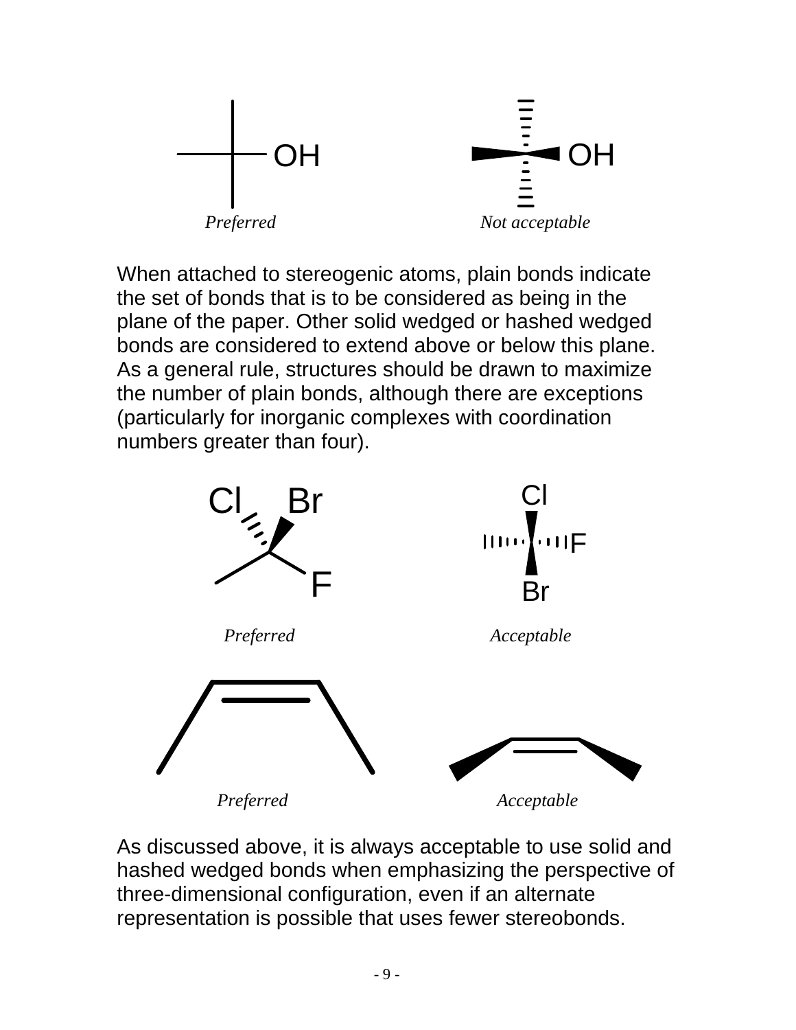OH

*Preferred*

OH

*Not acceptable*

When attached to stereogenic atoms, plain bonds indicate the set of bonds that is to be considered as being in the plane of the paper. Other solid wedged or hashed wedged bonds are considered to extend above or below this plane. As a general rule, structures should be drawn to maximize the number of plain bonds, although there are exceptions (particularly for inorganic complexes with coordination numbers greater than four).

Cl Br F

*Preferred*

Cl F Br

*Acceptable*

*Preferred*

*Acceptable*

As discussed above, it is always acceptable to use solid and hashed wedged bonds when emphasizing the perspective of three-dimensional configuration, even if an alternate representation is possible that uses fewer stereobonds.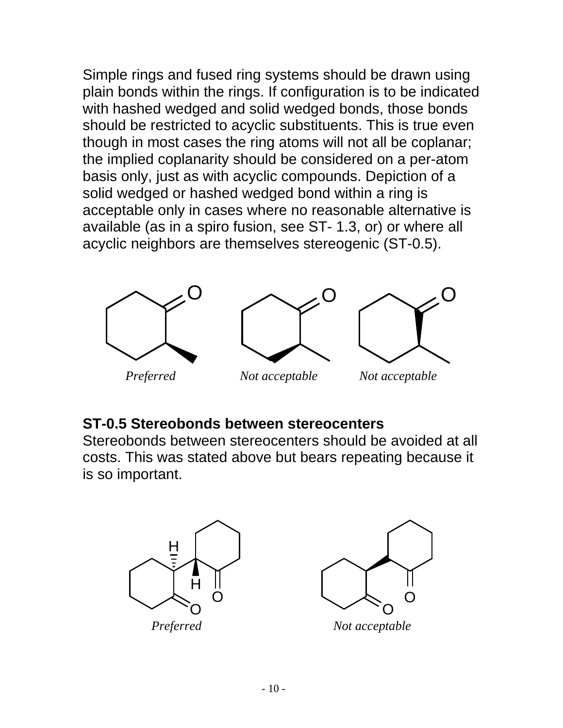Simple rings and fused ring systems should be drawn using plain bonds within the rings. If configuration is to be indicated with hashed wedged and solid wedged bonds, those bonds should be restricted to acyclic substituents. This is true even though in most cases the ring atoms will not all be coplanar; the implied coplanarity should be considered on a per-atom basis only, just as with acyclic compounds. Depiction of a solid wedged or hashed wedged bond within a ring is acceptable only in cases where no reasonable alternative is available (as in a spiro fusion, see ST- 1.3, or) or where all acyclic neighbors are themselves stereogenic (ST-0.5).

*Preferred* *Not acceptable* *Not acceptable*

**ST-0.5 Stereobonds between stereocenters**

Stereobonds between stereocenters should be avoided at all costs. This was stated above but bears repeating because it is so important.

*Preferred* *Not acceptable*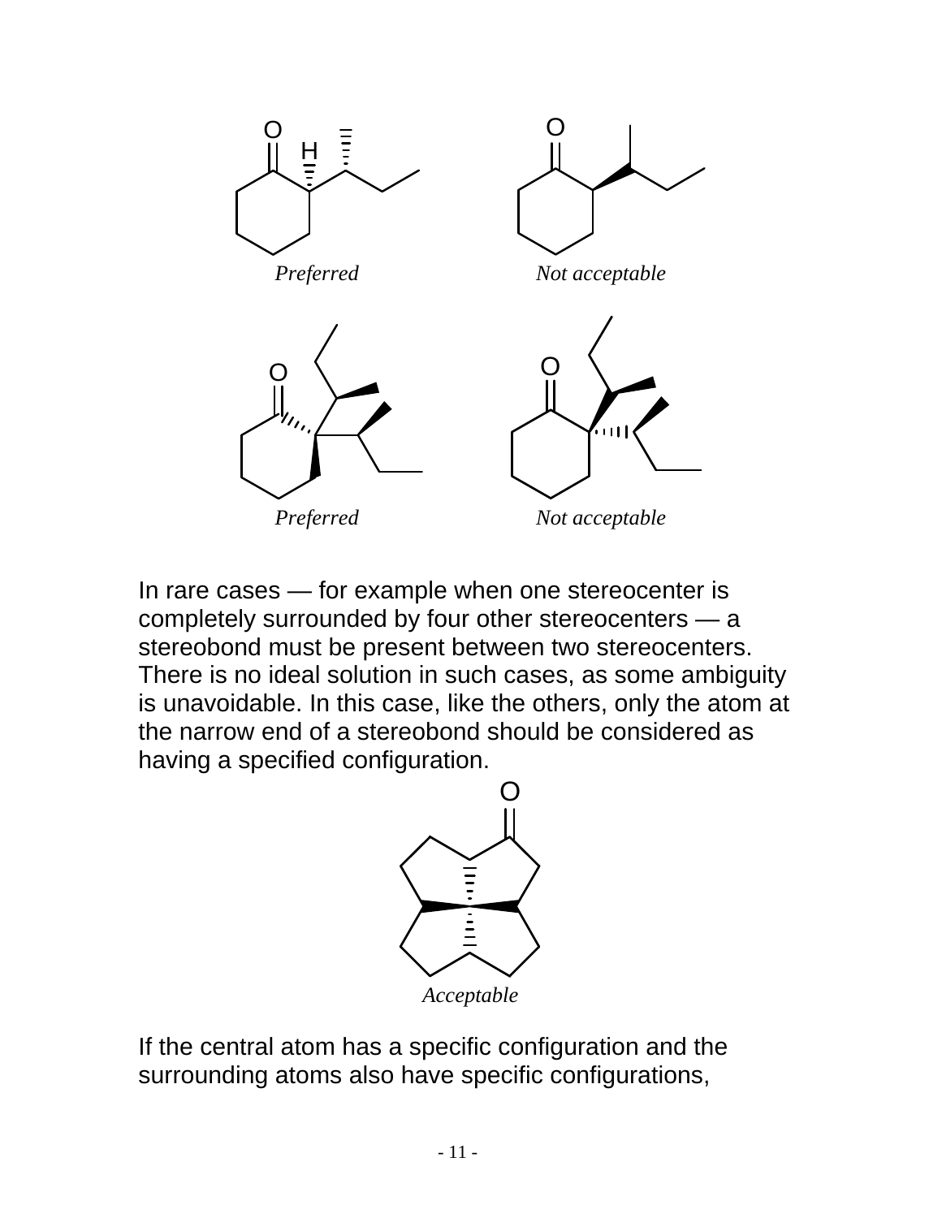*Preferred* *Not acceptable*

*Preferred* *Not acceptable*

In rare cases — for example when one stereocenter is completely surrounded by four other stereocenters — a stereobond must be present between two stereocenters. There is no ideal solution in such cases, as some ambiguity is unavoidable. In this case, like the others, only the atom at the narrow end of a stereobond should be considered as having a specified configuration.

*Acceptable*

If the central atom has a specific configuration and the surrounding atoms also have specific configurations,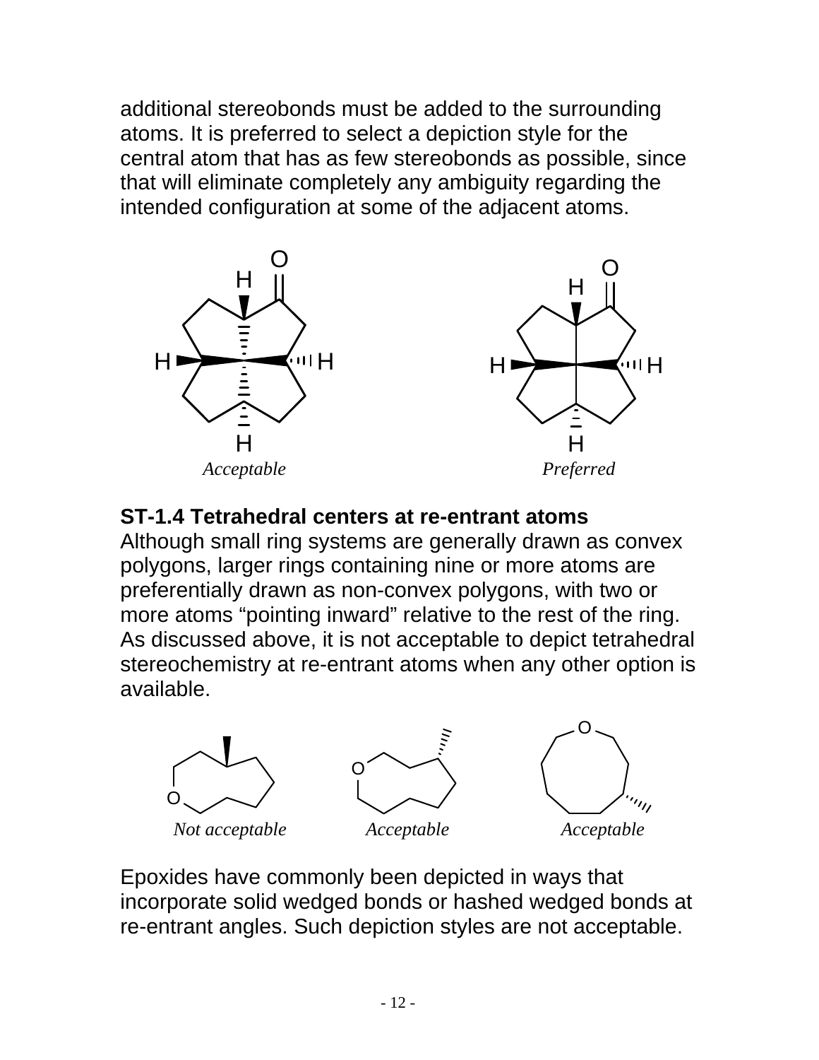additional stereobonds must be added to the surrounding atoms. It is preferred to select a depiction style for the central atom that has as few stereobonds as possible, since that will eliminate completely any ambiguity regarding the intended configuration at some of the adjacent atoms.

*Acceptable* *Preferred*

**ST-1.4 Tetrahedral centers at re-entrant atoms**

Although small ring systems are generally drawn as convex polygons, larger rings containing nine or more atoms are preferentially drawn as non-convex polygons, with two or more atoms "pointing inward" relative to the rest of the ring. As discussed above, it is not acceptable to depict tetrahedral stereochemistry at re-entrant atoms when any other option is available.

*Not acceptable* *Acceptable* *Acceptable*

Epoxides have commonly been depicted in ways that incorporate solid wedged bonds or hashed wedged bonds at re-entrant angles. Such depiction styles are not acceptable.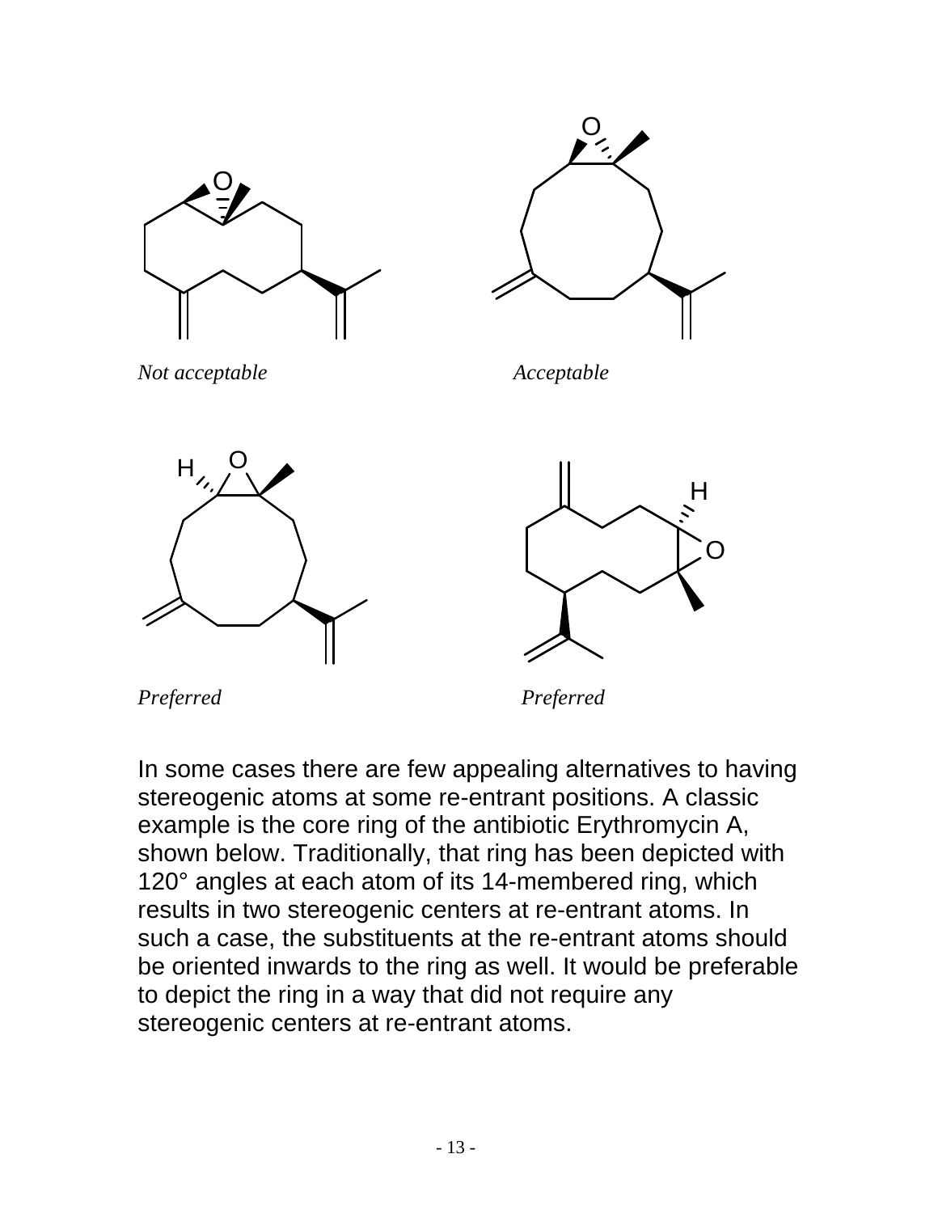*Not acceptable*

*Acceptable*

*Preferred*

*Preferred*

In some cases there are few appealing alternatives to having stereogenic atoms at some re-entrant positions. A classic example is the core ring of the antibiotic Erythromycin A, shown below. Traditionally, that ring has been depicted with 120° angles at each atom of its 14-membered ring, which results in two stereogenic centers at re-entrant atoms. In such a case, the substituents at the re-entrant atoms should be oriented inwards to the ring as well. It would be preferable to depict the ring in a way that did not require any stereogenic centers at re-entrant atoms.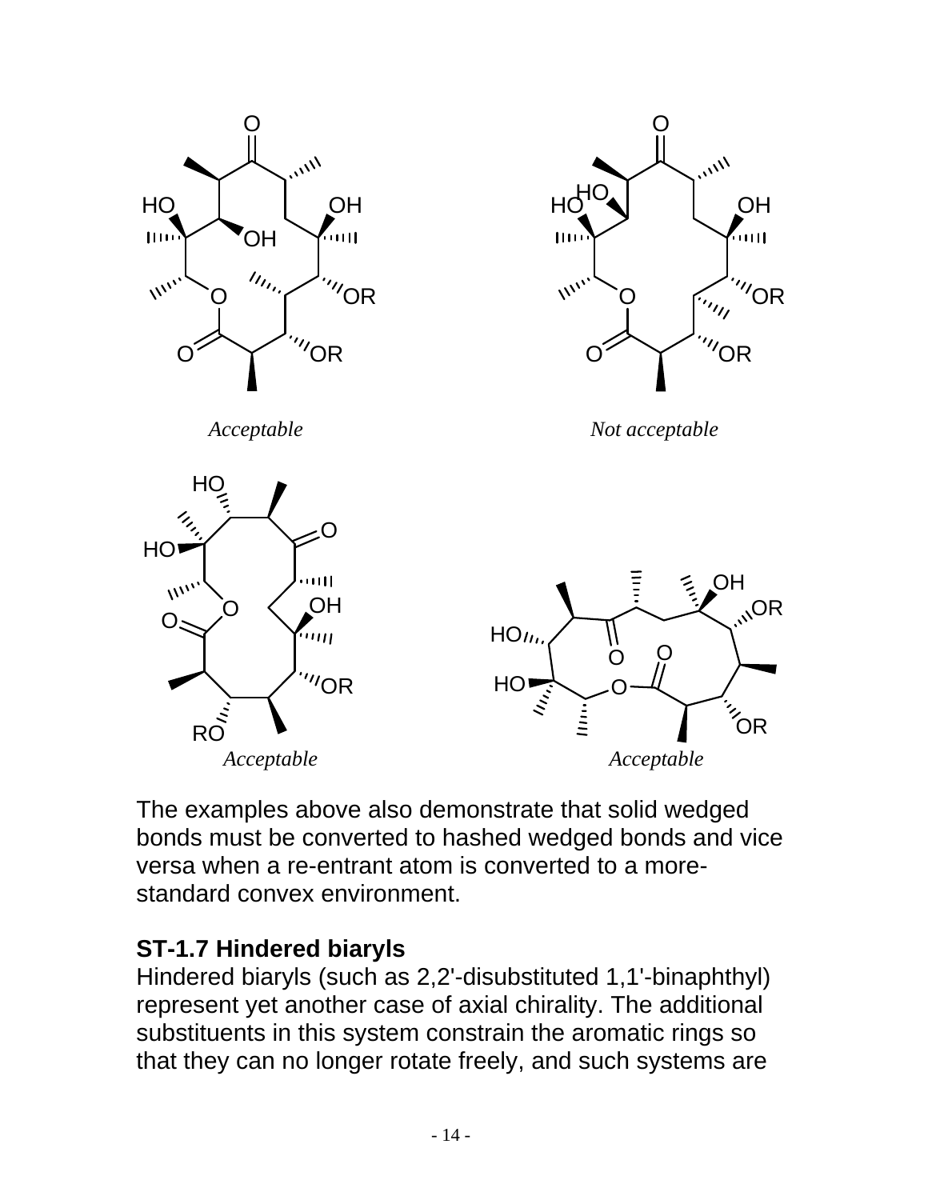*Acceptable*

*Not acceptable*

*Acceptable*

*Acceptable*

The examples above also demonstrate that solid wedged bonds must be converted to hashed wedged bonds and vice versa when a re-entrant atom is converted to a more-standard convex environment.

### ST-1.7 Hindered biaryls

Hindered biaryls (such as 2,2'-disubstituted 1,1'-binaphthyl) represent yet another case of axial chirality. The additional substituents in this system constrain the aromatic rings so that they can no longer rotate freely, and such systems are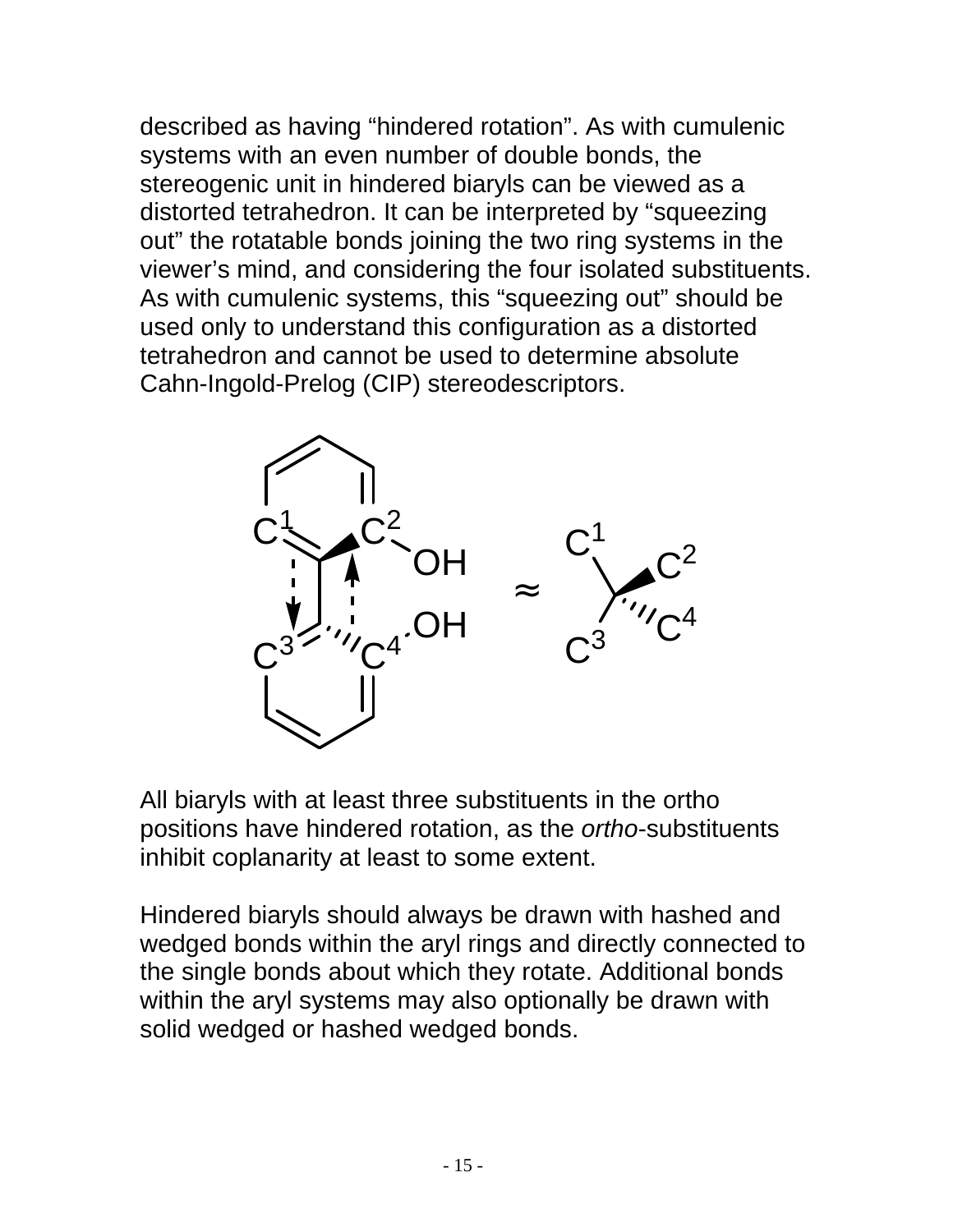described as having “hindered rotation”. As with cumulenic systems with an even number of double bonds, the stereogenic unit in hindered biaryls can be viewed as a distorted tetrahedron. It can be interpreted by “squeezing out” the rotatable bonds joining the two ring systems in the viewer’s mind, and considering the four isolated substituents. As with cumulenic systems, this “squeezing out” should be used only to understand this configuration as a distorted tetrahedron and cannot be used to determine absolute Cahn-Ingold-Prelog (CIP) stereodescriptors.

All biaryls with at least three substituents in the ortho positions have hindered rotation, as the *ortho*-substituents inhibit coplanarity at least to some extent.

Hindered biaryls should always be drawn with hashed and wedged bonds within the aryl rings and directly connected to the single bonds about which they rotate. Additional bonds within the aryl systems may also optionally be drawn with solid wedged or hashed wedged bonds.